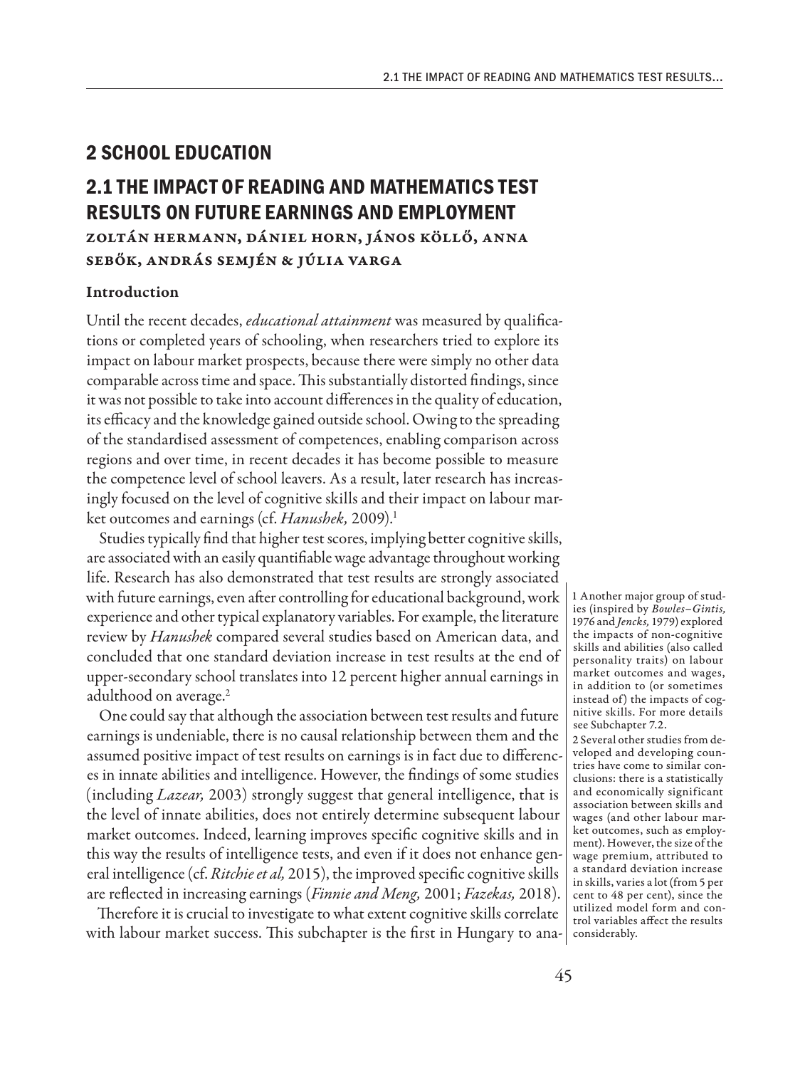# 2 SCHOOL EDUCATION

## 2.1 THE IMPACT OF READING AND MATHEMATICS TEST RESULTS ON FUTURE EARNINGS AND EMPLOYMENT

**Zoltán Hermann, Dániel Horn, János Köllő, Anna Sebők, András Semjén & Júlia Varga**

### Introduction

Until the recent decades, *educational attainment* was measured by qualifications or completed years of schooling, when researchers tried to explore its impact on labour market prospects, because there were simply no other data comparable across time and space. This substantially distorted findings, since it was not possible to take into account differences in the quality of education, its efficacy and the knowledge gained outside school. Owing to the spreading of the standardised assessment of competences, enabling comparison across regions and over time, in recent decades it has become possible to measure the competence level of school leavers. As a result, later research has increasingly focused on the level of cognitive skills and their impact on labour market outcomes and earnings (cf. *Hanushek,* 2009).[1]

Studies typically find that higher test scores, implying better cognitive skills, are associated with an easily quantifiable wage advantage throughout working life. Research has also demonstrated that test results are strongly associated with future earnings, even after controlling for educational background, work experience and other typical explanatory variables. For example, the literature review by *Hanushek* compared several studies based on American data, and concluded that one standard deviation increase in test results at the end of upper-secondary school translates into 12 percent higher annual earnings in adulthood on average.[2]

One could say that although the association between test results and future earnings is undeniable, there is no causal relationship between them and the assumed positive impact of test results on earnings is in fact due to differences in innate abilities and intelligence. However, the findings of some studies (including *Lazear,* 2003) strongly suggest that general intelligence, that is the level of innate abilities, does not entirely determine subsequent labour market outcomes. Indeed, learning improves specific cognitive skills and in this way the results of intelligence tests, and even if it does not enhance general intelligence (cf. *Ritchie et al,* 2015), the improved specific cognitive skills are reflected in increasing earnings (*Finnie and Meng,* 2001; *Fazekas,* 2018).

Therefore it is crucial to investigate to what extent cognitive skills correlate with labour market success. This subchapter is the first in Hungary to ana-

[1] Another major group of studies (inspired by *Bowles–Gintis,* 1976 and *Jencks,* 1979) explored the impacts of non-cognitive skills and abilities (also called personality traits) on labour market outcomes and wages, in addition to (or sometimes instead of) the impacts of cognitive skills. For more details see Subchapter 7.2.

[2] Several other studies from developed and developing countries have come to similar conclusions: there is a statistically and economically significant association between skills and wages (and other labour market outcomes, such as employment). However, the size of the wage premium, attributed to a standard deviation increase in skills, varies a lot (from 5 per cent to 48 per cent), since the utilized model form and control variables affect the results considerably.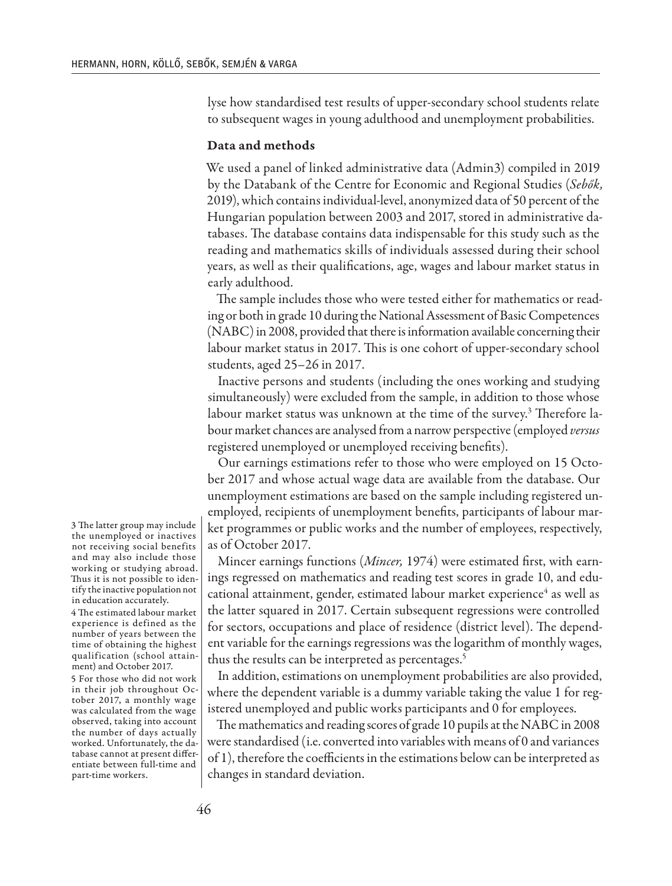lyse how standardised test results of upper-secondary school students relate to subsequent wages in young adulthood and unemployment probabilities.

### Data and methods

We used a panel of linked administrative data (Admin3) compiled in 2019 by the Databank of the Centre for Economic and Regional Studies (*Sebők,* 2019), which contains individual-level, anonymized data of 50 percent of the Hungarian population between 2003 and 2017, stored in administrative databases. The database contains data indispensable for this study such as the reading and mathematics skills of individuals assessed during their school years, as well as their qualifications, age, wages and labour market status in early adulthood.

The sample includes those who were tested either for mathematics or reading or both in grade 10 during the National Assessment of Basic Competences (NABC) in 2008, provided that there is information available concerning their labour market status in 2017. This is one cohort of upper-secondary school students, aged 25–26 in 2017.

Inactive persons and students (including the ones working and studying simultaneously) were excluded from the sample, in addition to those whose labour market status was unknown at the time of the survey.[3] Therefore labour market chances are analysed from a narrow perspective (employed *versus* registered unemployed or unemployed receiving benefits).

Our earnings estimations refer to those who were employed on 15 October 2017 and whose actual wage data are available from the database. Our unemployment estimations are based on the sample including registered unemployed, recipients of unemployment benefits, participants of labour market programmes or public works and the number of employees, respectively, as of October 2017.

Mincer earnings functions (*Mincer,* 1974) were estimated first, with earnings regressed on mathematics and reading test scores in grade 10, and educational attainment, gender, estimated labour market experience[4] as well as the latter squared in 2017. Certain subsequent regressions were controlled for sectors, occupations and place of residence (district level). The dependent variable for the earnings regressions was the logarithm of monthly wages, thus the results can be interpreted as percentages.[5]

In addition, estimations on unemployment probabilities are also provided, where the dependent variable is a dummy variable taking the value 1 for registered unemployed and public works participants and 0 for employees.

The mathematics and reading scores of grade 10 pupils at the NABC in 2008 were standardised (i.e. converted into variables with means of 0 and variances of 1), therefore the coefficients in the estimations below can be interpreted as changes in standard deviation.

3 The latter group may include the unemployed or inactives not receiving social benefits and may also include those working or studying abroad. Thus it is not possible to identify the inactive population not in education accurately.

4 The estimated labour market experience is defined as the number of years between the time of obtaining the highest qualification (school attainment) and October 2017.

5 For those who did not work in their job throughout October 2017, a monthly wage was calculated from the wage observed, taking into account the number of days actually worked. Unfortunately, the database cannot at present differentiate between full-time and part-time workers.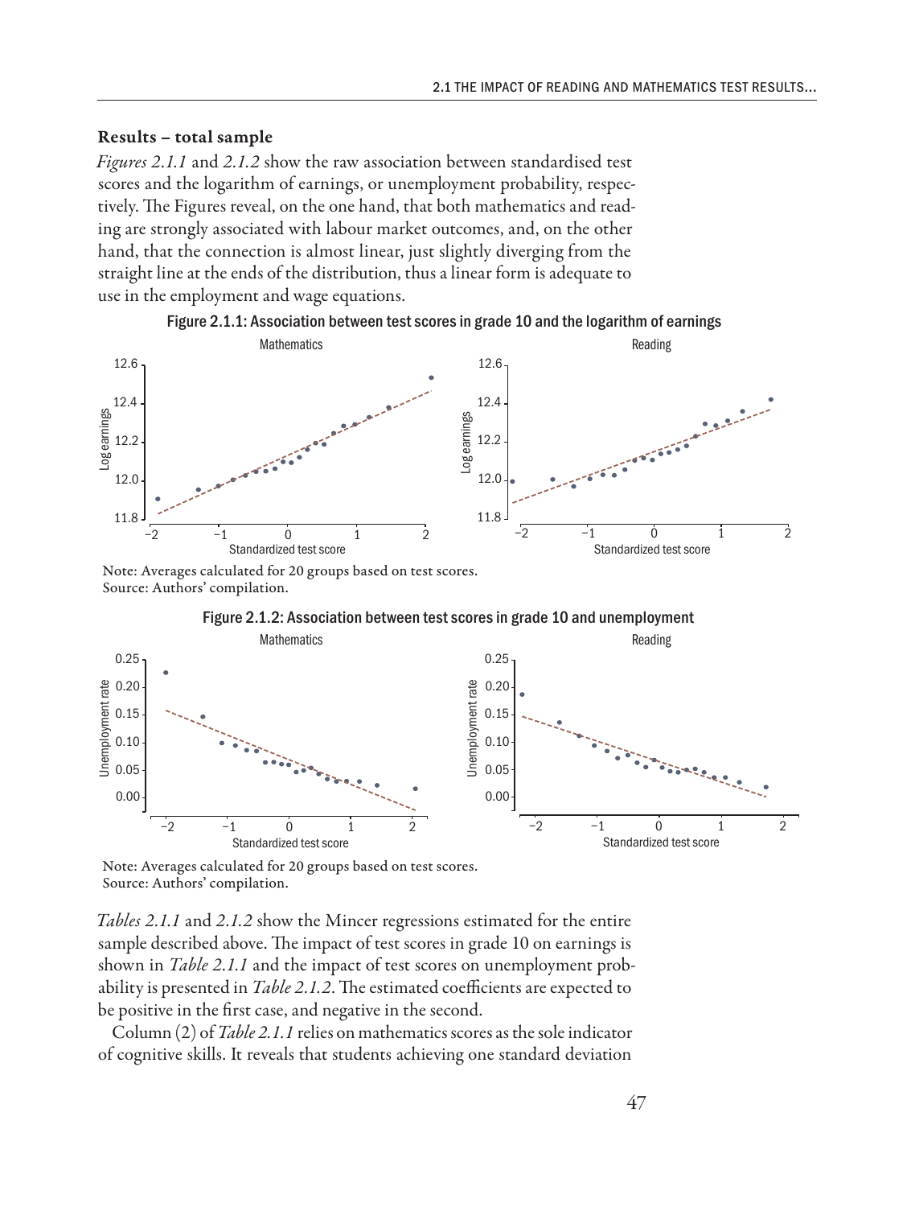### Results – total sample

*Figures 2.1.1* and *2.1.2* show the raw association between standardised test scores and the logarithm of earnings, or unemployment probability, respectively. The Figures reveal, on the one hand, that both mathematics and reading are strongly associated with labour market outcomes, and, on the other hand, that the connection is almost linear, just slightly diverging from the straight line at the ends of the distribution, thus a linear form is adequate to use in the employment and wage equations.

Figure 2.1.1: Association between test scores in grade 10 and the logarithm of earnings

Note: Averages calculated for 20 groups based on test scores.
Source: Authors' compilation.

Figure 2.1.2: Association between test scores in grade 10 and unemployment

Note: Averages calculated for 20 groups based on test scores.
Source: Authors' compilation.

*Tables 2.1.1* and *2.1.2* show the Mincer regressions estimated for the entire sample described above. The impact of test scores in grade 10 on earnings is shown in *Table 2.1.1* and the impact of test scores on unemployment probability is presented in *Table 2.1.2*. The estimated coefficients are expected to be positive in the first case, and negative in the second.

Column (2) of *Table 2.1.1* relies on mathematics scores as the sole indicator of cognitive skills. It reveals that students achieving one standard deviation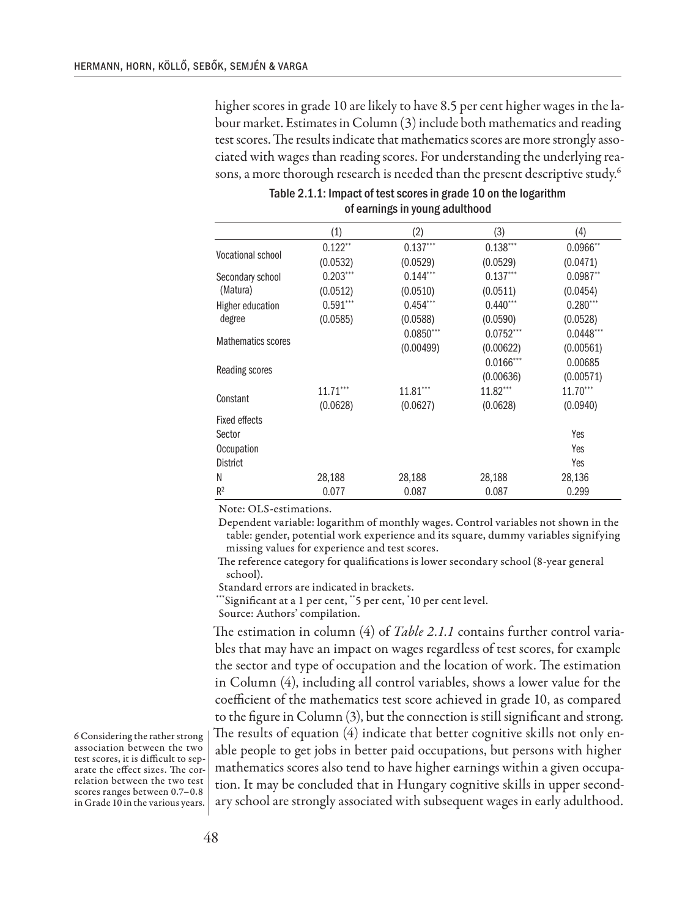higher scores in grade 10 are likely to have 8.5 per cent higher wages in the labour market. Estimates in Column (3) include both mathematics and reading test scores. The results indicate that mathematics scores are more strongly associated with wages than reading scores. For understanding the underlying reasons, a more thorough research is needed than the present descriptive study.[6]

Table 2.1.1: Impact of test scores in grade 10 on the logarithm of earnings in young adulthood

| | (1) | (2) | (3) | (4) |
|---|---|---|---|---|
| Vocational school | 0.122** | 0.137*** | 0.138*** | 0.0966** |
| | (0.0532) | (0.0529) | (0.0529) | (0.0471) |
| Secondary school (Matura) | 0.203*** | 0.144*** | 0.137*** | 0.0987** |
| | (0.0512) | (0.0510) | (0.0511) | (0.0454) |
| Higher education degree | 0.591*** | 0.454*** | 0.440*** | 0.280*** |
| | (0.0585) | (0.0588) | (0.0590) | (0.0528) |
| Mathematics scores | | 0.0850*** | 0.0752*** | 0.0448*** |
| | | (0.00499) | (0.00622) | (0.00561) |
| Reading scores | | | 0.0166*** | 0.00685 |
| | | | (0.00636) | (0.00571) |
| Constant | 11.71*** | 11.81*** | 11.82*** | 11.70*** |
| | (0.0628) | (0.0627) | (0.0628) | (0.0940) |
| Fixed effects | | | | |
| Sector | | | | Yes |
| Occupation | | | | Yes |
| District | | | | Yes |
| N | 28,188 | 28,188 | 28,188 | 28,136 |
| $R^2$ | 0.077 | 0.087 | 0.087 | 0.299 |

Note: OLS-estimations.

Dependent variable: logarithm of monthly wages. Control variables not shown in the table: gender, potential work experience and its square, dummy variables signifying missing values for experience and test scores.

The reference category for qualifications is lower secondary school (8-year general school).

Standard errors are indicated in brackets.

***Significant at a 1 per cent, **5 per cent, *10 per cent level.

Source: Authors' compilation.

The estimation in column (4) of *Table 2.1.1* contains further control variables that may have an impact on wages regardless of test scores, for example the sector and type of occupation and the location of work. The estimation in Column (4), including all control variables, shows a lower value for the coefficient of the mathematics test score achieved in grade 10, as compared to the figure in Column (3), but the connection is still significant and strong. The results of equation (4) indicate that better cognitive skills not only enable people to get jobs in better paid occupations, but persons with higher mathematics scores also tend to have higher earnings within a given occupation. It may be concluded that in Hungary cognitive skills in upper secondary school are strongly associated with subsequent wages in early adulthood.

[6] Considering the rather strong association between the two test scores, it is difficult to separate the effect sizes. The correlation between the two test scores ranges between 0.7–0.8 in Grade 10 in the various years.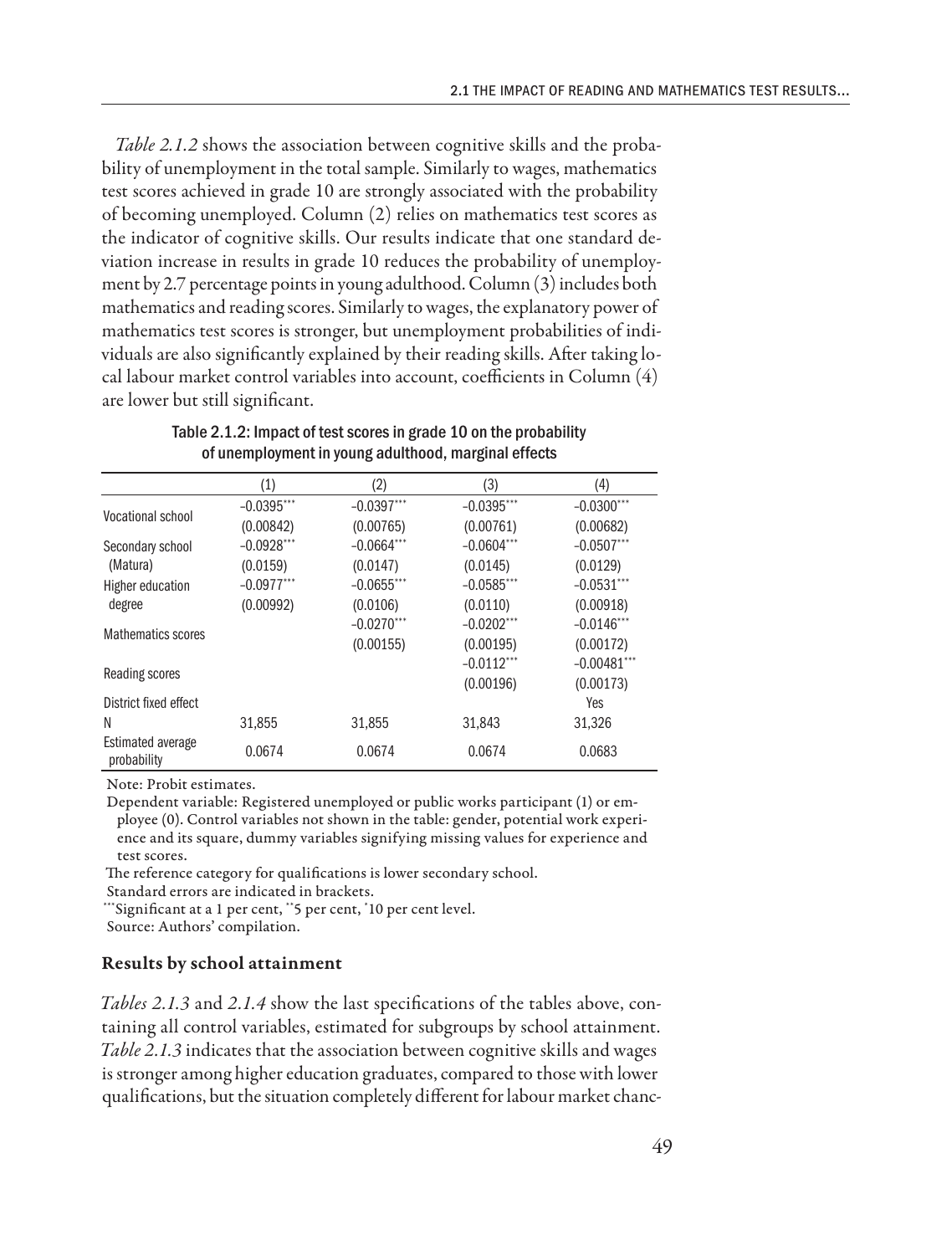*Table 2.1.2* shows the association between cognitive skills and the probability of unemployment in the total sample. Similarly to wages, mathematics test scores achieved in grade 10 are strongly associated with the probability of becoming unemployed. Column (2) relies on mathematics test scores as the indicator of cognitive skills. Our results indicate that one standard deviation increase in results in grade 10 reduces the probability of unemployment by 2.7 percentage points in young adulthood. Column (3) includes both mathematics and reading scores. Similarly to wages, the explanatory power of mathematics test scores is stronger, but unemployment probabilities of individuals are also significantly explained by their reading skills. After taking local labour market control variables into account, coefficients in Column (4) are lower but still significant.

Table 2.1.2: Impact of test scores in grade 10 on the probability of unemployment in young adulthood, marginal effects

| | (1) | (2) | (3) | (4) |
|---|---|---|---|---|
| Vocational school | −0.0395*** | −0.0397*** | −0.0395*** | −0.0300*** |
| | (0.00842) | (0.00765) | (0.00761) | (0.00682) |
| Secondary school (Matura) | −0.0928*** | −0.0664*** | −0.0604*** | −0.0507*** |
| | (0.0159) | (0.0147) | (0.0145) | (0.0129) |
| Higher education degree | −0.0977*** | −0.0655*** | −0.0585*** | −0.0531*** |
| | (0.00992) | (0.0106) | (0.0110) | (0.00918) |
| Mathematics scores | | −0.0270*** | −0.0202*** | −0.0146*** |
| | | (0.00155) | (0.00195) | (0.00172) |
| Reading scores | | | −0.0112*** | −0.00481*** |
| | | | (0.00196) | (0.00173) |
| District fixed effect | | | | Yes |
| N | 31,855 | 31,855 | 31,843 | 31,326 |
| Estimated average probability | 0.0674 | 0.0674 | 0.0674 | 0.0683 |

Note: Probit estimates.

Dependent variable: Registered unemployed or public works participant (1) or employee (0). Control variables not shown in the table: gender, potential work experience and its square, dummy variables signifying missing values for experience and test scores.

The reference category for qualifications is lower secondary school.

Standard errors are indicated in brackets.

***Significant at a 1 per cent, **5 per cent, *10 per cent level.

Source: Authors' compilation.

**Results by school attainment**

*Tables 2.1.3* and *2.1.4* show the last specifications of the tables above, containing all control variables, estimated for subgroups by school attainment. *Table 2.1.3* indicates that the association between cognitive skills and wages is stronger among higher education graduates, compared to those with lower qualifications, but the situation completely different for labour market chanc-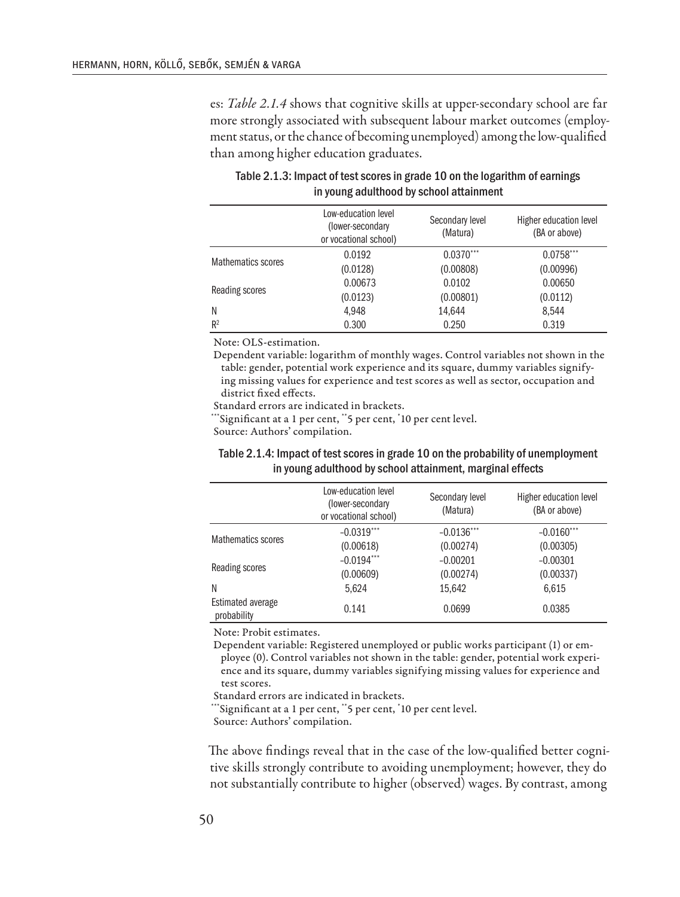es: *Table 2.1.4* shows that cognitive skills at upper-secondary school are far more strongly associated with subsequent labour market outcomes (employment status, or the chance of becoming unemployed) among the low-qualified than among higher education graduates.

Table 2.1.3: Impact of test scores in grade 10 on the logarithm of earnings in young adulthood by school attainment

| | Low-education level (lower-secondary or vocational school) | Secondary level (Matura) | Higher education level (BA or above) |
|---|---|---|---|
| Mathematics scores | 0.0192 | 0.0370*** | 0.0758*** |
| | (0.0128) | (0.00808) | (0.00996) |
| Reading scores | 0.00673 | 0.0102 | 0.00650 |
| | (0.0123) | (0.00801) | (0.0112) |
| N | 4,948 | 14,644 | 8,544 |
| $R^2$ | 0.300 | 0.250 | 0.319 |

Note: OLS-estimation.

Dependent variable: logarithm of monthly wages. Control variables not shown in the table: gender, potential work experience and its square, dummy variables signifying missing values for experience and test scores as well as sector, occupation and district fixed effects.

Standard errors are indicated in brackets.

***Significant at a 1 per cent, **5 per cent, *10 per cent level.

Source: Authors' compilation.

Table 2.1.4: Impact of test scores in grade 10 on the probability of unemployment in young adulthood by school attainment, marginal effects

| | Low-education level (lower-secondary or vocational school) | Secondary level (Matura) | Higher education level (BA or above) |
|---|---|---|---|
| Mathematics scores | −0.0319*** | −0.0136*** | −0.0160*** |
| | (0.00618) | (0.00274) | (0.00305) |
| Reading scores | −0.0194*** | −0.00201 | −0.00301 |
| | (0.00609) | (0.00274) | (0.00337) |
| N | 5,624 | 15,642 | 6,615 |
| Estimated average probability | 0.141 | 0.0699 | 0.0385 |

Note: Probit estimates.

Dependent variable: Registered unemployed or public works participant (1) or employee (0). Control variables not shown in the table: gender, potential work experience and its square, dummy variables signifying missing values for experience and test scores.

Standard errors are indicated in brackets.

***Significant at a 1 per cent, **5 per cent, *10 per cent level.

Source: Authors' compilation.

The above findings reveal that in the case of the low-qualified better cognitive skills strongly contribute to avoiding unemployment; however, they do not substantially contribute to higher (observed) wages. By contrast, among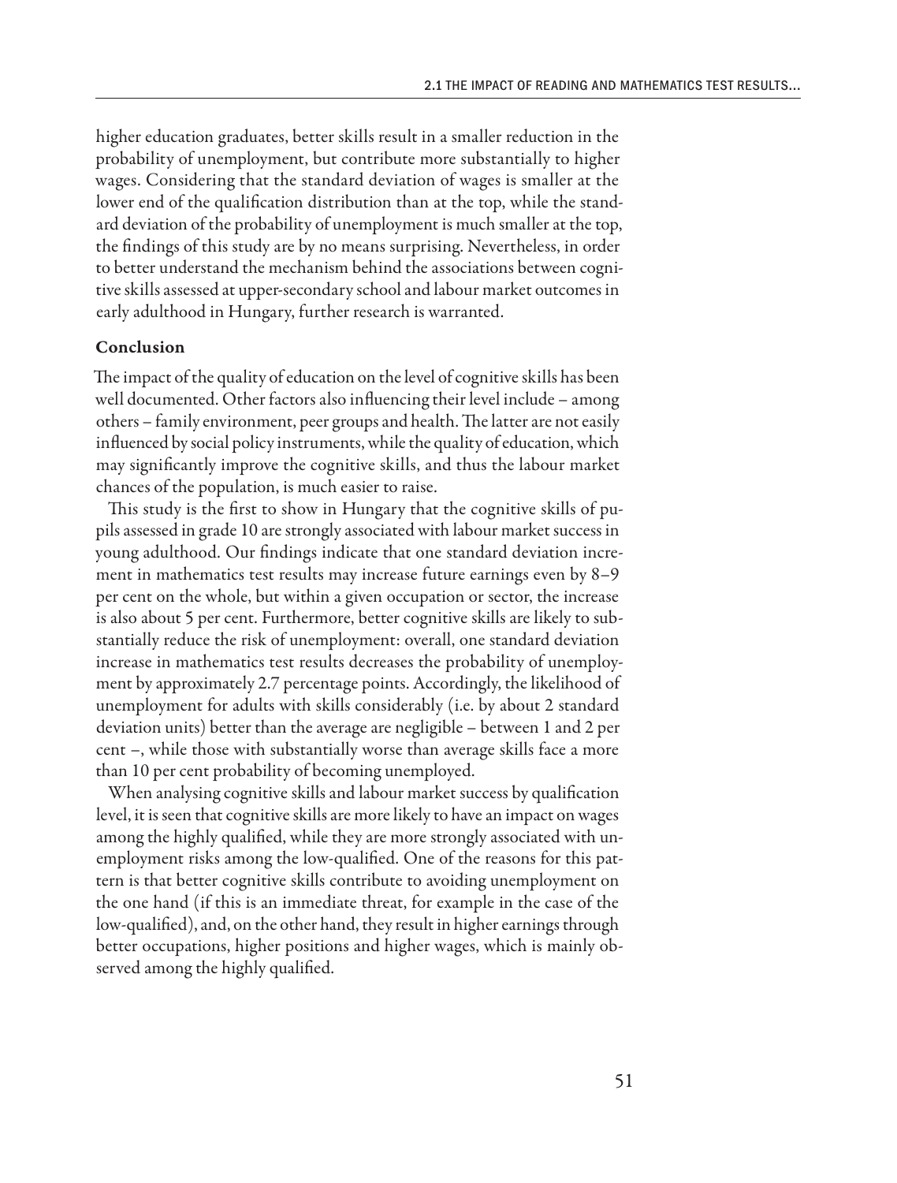higher education graduates, better skills result in a smaller reduction in the probability of unemployment, but contribute more substantially to higher wages. Considering that the standard deviation of wages is smaller at the lower end of the qualification distribution than at the top, while the standard deviation of the probability of unemployment is much smaller at the top, the findings of this study are by no means surprising. Nevertheless, in order to better understand the mechanism behind the associations between cognitive skills assessed at upper-secondary school and labour market outcomes in early adulthood in Hungary, further research is warranted.

### Conclusion

The impact of the quality of education on the level of cognitive skills has been well documented. Other factors also influencing their level include – among others – family environment, peer groups and health. The latter are not easily influenced by social policy instruments, while the quality of education, which may significantly improve the cognitive skills, and thus the labour market chances of the population, is much easier to raise.

This study is the first to show in Hungary that the cognitive skills of pupils assessed in grade 10 are strongly associated with labour market success in young adulthood. Our findings indicate that one standard deviation increment in mathematics test results may increase future earnings even by 8–9 per cent on the whole, but within a given occupation or sector, the increase is also about 5 per cent. Furthermore, better cognitive skills are likely to substantially reduce the risk of unemployment: overall, one standard deviation increase in mathematics test results decreases the probability of unemployment by approximately 2.7 percentage points. Accordingly, the likelihood of unemployment for adults with skills considerably (i.e. by about 2 standard deviation units) better than the average are negligible – between 1 and 2 per cent –, while those with substantially worse than average skills face a more than 10 per cent probability of becoming unemployed.

When analysing cognitive skills and labour market success by qualification level, it is seen that cognitive skills are more likely to have an impact on wages among the highly qualified, while they are more strongly associated with unemployment risks among the low-qualified. One of the reasons for this pattern is that better cognitive skills contribute to avoiding unemployment on the one hand (if this is an immediate threat, for example in the case of the low-qualified), and, on the other hand, they result in higher earnings through better occupations, higher positions and higher wages, which is mainly observed among the highly qualified.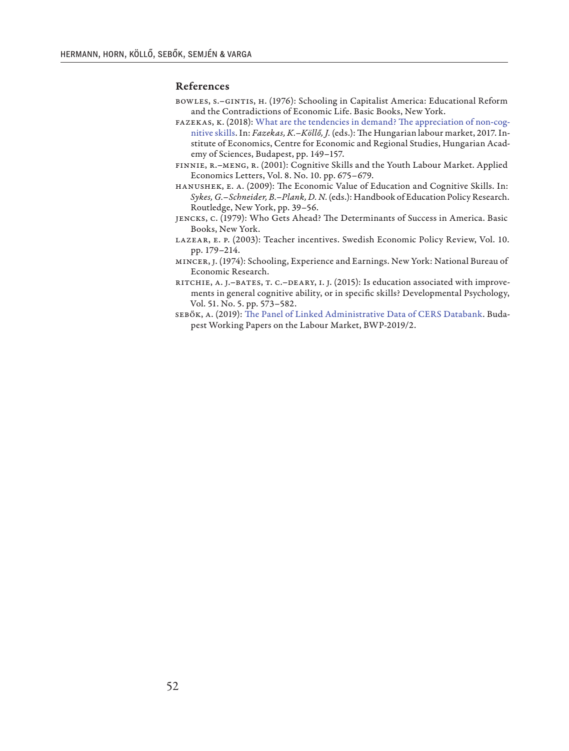## References

BOWLES, S.–GINTIS, H. (1976): Schooling in Capitalist America: Educational Reform and the Contradictions of Economic Life. Basic Books, New York.

FAZEKAS, K. (2018): What are the tendencies in demand? The appreciation of non-cognitive skills. In: *Fazekas, K.–Köllő, J.* (eds.): The Hungarian labour market, 2017. Institute of Economics, Centre for Economic and Regional Studies, Hungarian Academy of Sciences, Budapest, pp. 149–157.

FINNIE, R.–MENG, R. (2001): Cognitive Skills and the Youth Labour Market. Applied Economics Letters, Vol. 8. No. 10. pp. 675–679.

HANUSHEK, E. A. (2009): The Economic Value of Education and Cognitive Skills. In: *Sykes, G.–Schneider, B.–Plank, D. N.* (eds.): Handbook of Education Policy Research. Routledge, New York, pp. 39–56.

JENCKS, C. (1979): Who Gets Ahead? The Determinants of Success in America. Basic Books, New York.

LAZEAR, E. P. (2003): Teacher incentives. Swedish Economic Policy Review, Vol. 10. pp. 179–214.

MINCER, J. (1974): Schooling, Experience and Earnings. New York: National Bureau of Economic Research.

RITCHIE, A. J.–BATES, T. C.–DEARY, I. J. (2015): Is education associated with improvements in general cognitive ability, or in specific skills? Developmental Psychology, Vol. 51. No. 5. pp. 573–582.

SEBŐK, A. (2019): The Panel of Linked Administrative Data of CERS Databank. Budapest Working Papers on the Labour Market, BWP-2019/2.